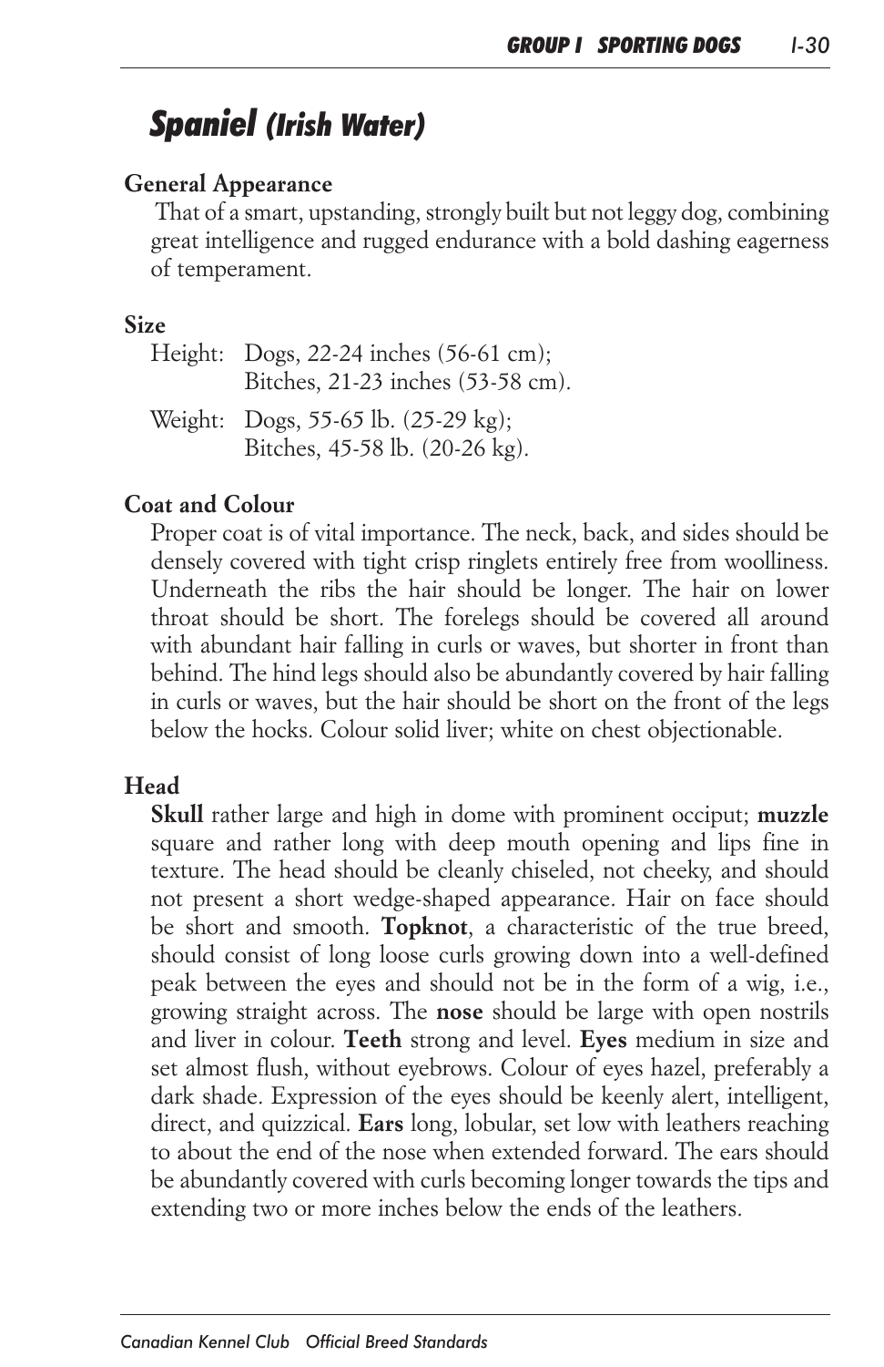# ***Spaniel*** ***(Irish Water)***

## General Appearance

That of a smart, upstanding, strongly built but not leggy dog, combining great intelligence and rugged endurance with a bold dashing eagerness of temperament.

## Size

Height: Dogs, 22-24 inches (56-61 cm);
Bitches, 21-23 inches (53-58 cm).

Weight: Dogs, 55-65 lb. (25-29 kg);
Bitches, 45-58 lb. (20-26 kg).

## Coat and Colour

Proper coat is of vital importance. The neck, back, and sides should be densely covered with tight crisp ringlets entirely free from woolliness. Underneath the ribs the hair should be longer. The hair on lower throat should be short. The forelegs should be covered all around with abundant hair falling in curls or waves, but shorter in front than behind. The hind legs should also be abundantly covered by hair falling in curls or waves, but the hair should be short on the front of the legs below the hocks. Colour solid liver; white on chest objectionable.

## Head

**Skull** rather large and high in dome with prominent occiput; **muzzle** square and rather long with deep mouth opening and lips fine in texture. The head should be cleanly chiseled, not cheeky, and should not present a short wedge-shaped appearance. Hair on face should be short and smooth. **Topknot**, a characteristic of the true breed, should consist of long loose curls growing down into a well-defined peak between the eyes and should not be in the form of a wig, i.e., growing straight across. The **nose** should be large with open nostrils and liver in colour. **Teeth** strong and level. **Eyes** medium in size and set almost flush, without eyebrows. Colour of eyes hazel, preferably a dark shade. Expression of the eyes should be keenly alert, intelligent, direct, and quizzical. **Ears** long, lobular, set low with leathers reaching to about the end of the nose when extended forward. The ears should be abundantly covered with curls becoming longer towards the tips and extending two or more inches below the ends of the leathers.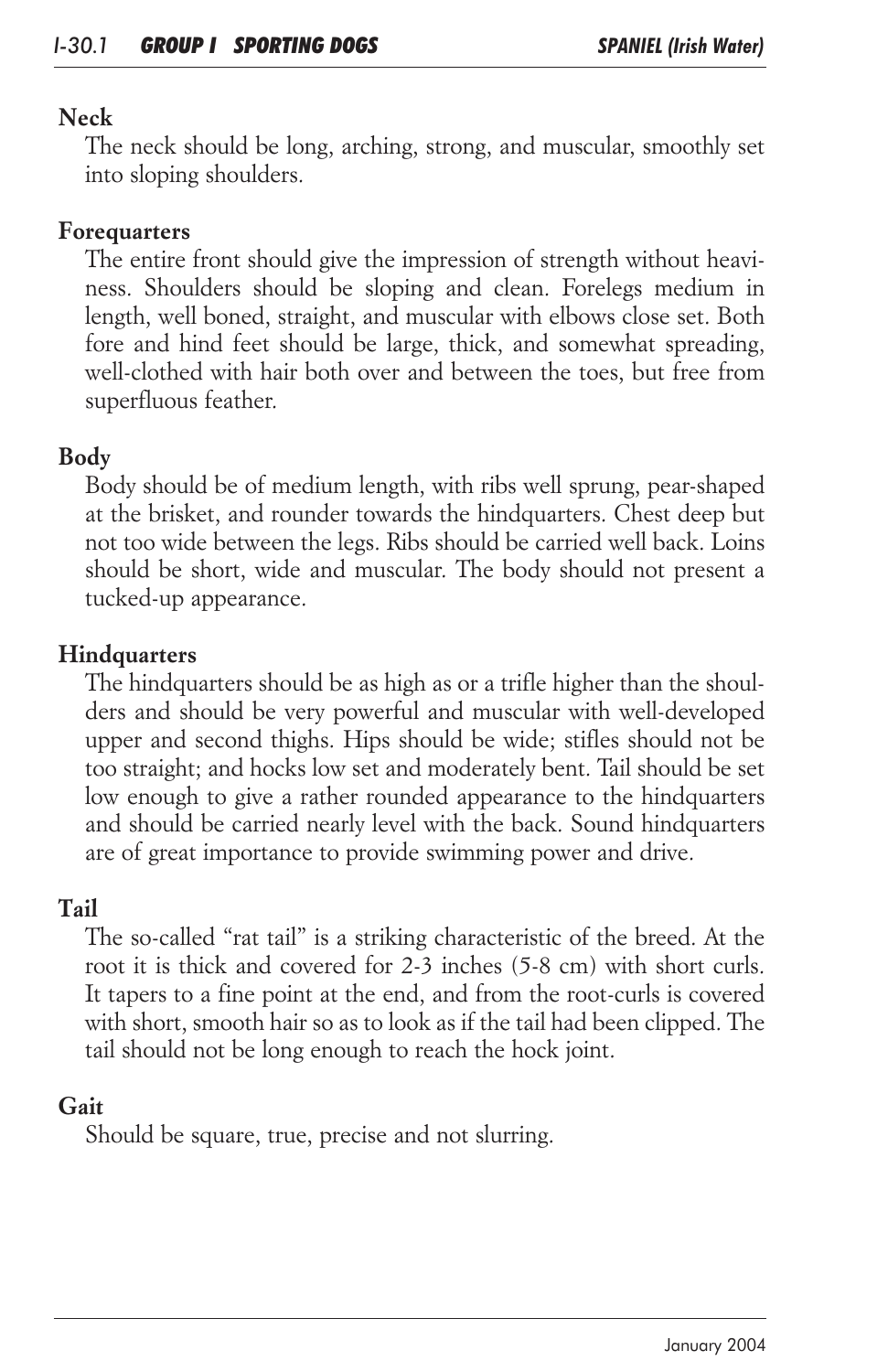## Neck

The neck should be long, arching, strong, and muscular, smoothly set into sloping shoulders.

## Forequarters

The entire front should give the impression of strength without heaviness. Shoulders should be sloping and clean. Forelegs medium in length, well boned, straight, and muscular with elbows close set. Both fore and hind feet should be large, thick, and somewhat spreading, well-clothed with hair both over and between the toes, but free from superfluous feather.

## Body

Body should be of medium length, with ribs well sprung, pear-shaped at the brisket, and rounder towards the hindquarters. Chest deep but not too wide between the legs. Ribs should be carried well back. Loins should be short, wide and muscular. The body should not present a tucked-up appearance.

## Hindquarters

The hindquarters should be as high as or a trifle higher than the shoulders and should be very powerful and muscular with well-developed upper and second thighs. Hips should be wide; stifles should not be too straight; and hocks low set and moderately bent. Tail should be set low enough to give a rather rounded appearance to the hindquarters and should be carried nearly level with the back. Sound hindquarters are of great importance to provide swimming power and drive.

## Tail

The so-called "rat tail" is a striking characteristic of the breed. At the root it is thick and covered for 2-3 inches (5-8 cm) with short curls. It tapers to a fine point at the end, and from the root-curls is covered with short, smooth hair so as to look as if the tail had been clipped. The tail should not be long enough to reach the hock joint.

## Gait

Should be square, true, precise and not slurring.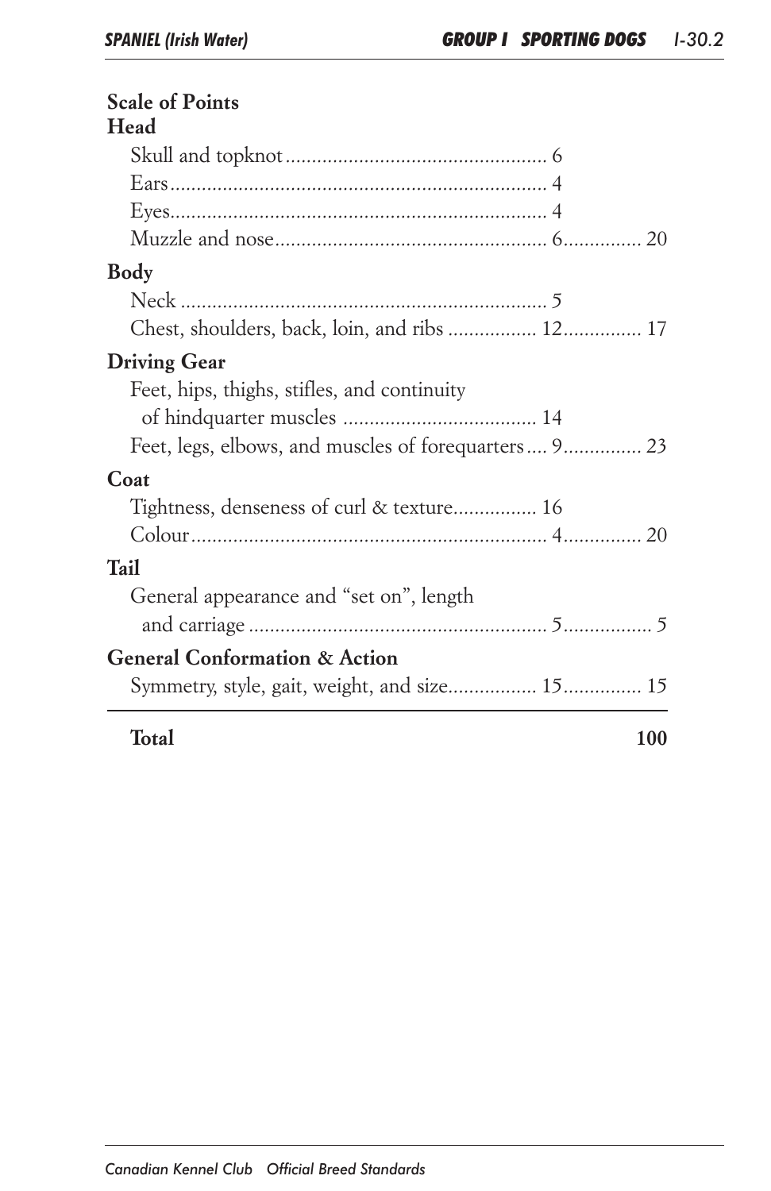**Scale of Points**

**Head**

| | | |
|---|---|---|
| Skull and topknot | 6 | |
| Ears | 4 | |
| Eyes | 4 | |
| Muzzle and nose | 6 | 20 |
| **Body** | | |
| Neck | 5 | |
| Chest, shoulders, back, loin, and ribs | 12 | 17 |
| **Driving Gear** | | |
| Feet, hips, thighs, stifles, and continuity of hindquarter muscles | 14 | |
| Feet, legs, elbows, and muscles of forequarters | 9 | 23 |
| **Coat** | | |
| Tightness, denseness of curl & texture | 16 | |
| Colour | 4 | 20 |
| **Tail** | | |
| General appearance and "set on", length and carriage | 5 | 5 |
| **General Conformation & Action** | | |
| Symmetry, style, gait, weight, and size | 15 | 15 |
| **Total** | | **100** |